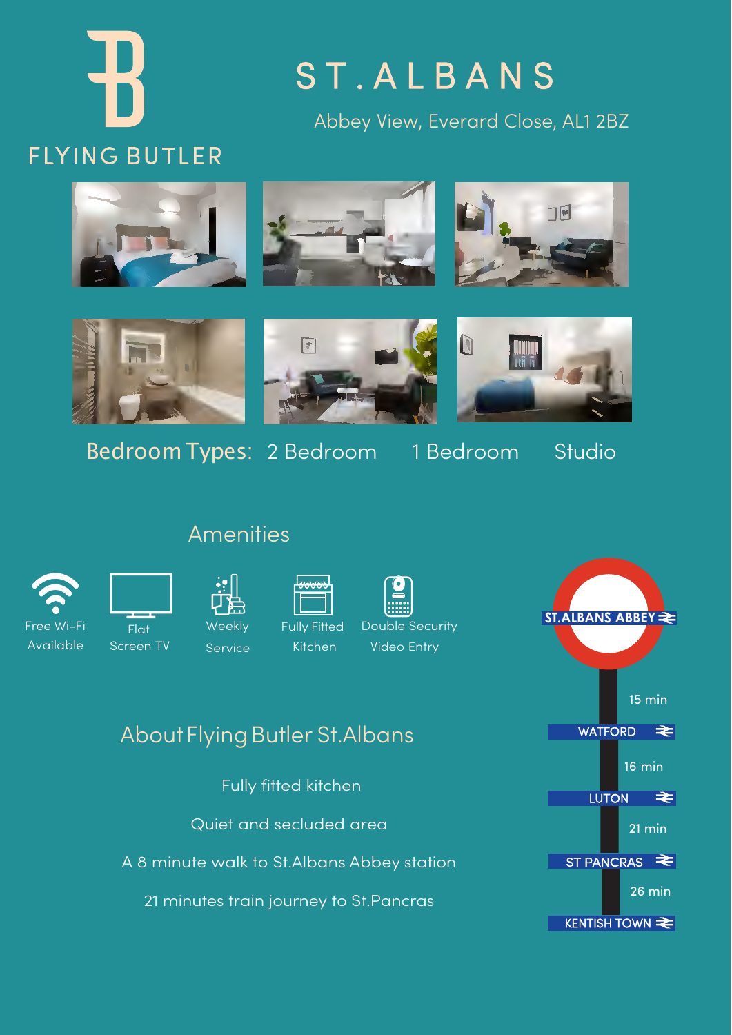# FLYING BUTLER

# ST.ALBANS

Abbey View, Everard Close, AL1 2BZ

**Bedroom Types:** 2 Bedroom 1 Bedroom Studio

## Amenities

- Free Wi-Fi Available
- Flat Screen TV
- Weekly Service
- Fully Fitted Kitchen
- Double Security Video Entry

## About Flying Butler St.Albans

Fully fitted kitchen

Quiet and secluded area

A 8 minute walk to St.Albans Abbey station

21 minutes train journey to St.Pancras

ST.ALBANS ABBEY

15 min

WATFORD

16 min

LUTON

21 min

ST PANCRAS

26 min

KENTISH TOWN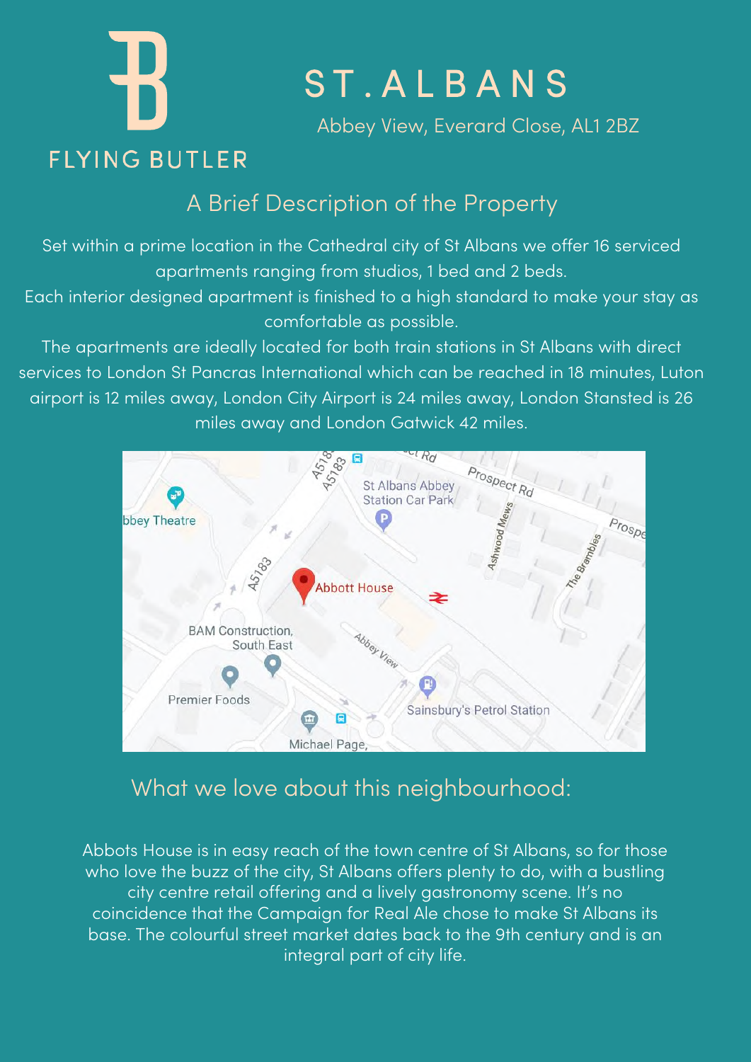FLYING BUTLER

# ST.ALBANS

Abbey View, Everard Close, AL1 2BZ

## A Brief Description of the Property

Set within a prime location in the Cathedral city of St Albans we offer 16 serviced apartments ranging from studios, 1 bed and 2 beds.
Each interior designed apartment is finished to a high standard to make your stay as comfortable as possible.
The apartments are ideally located for both train stations in St Albans with direct services to London St Pancras International which can be reached in 18 minutes, Luton airport is 12 miles away, London City Airport is 24 miles away, London Stansted is 26 miles away and London Gatwick 42 miles.

bbey Theatre
A5183
St Albans Abbey Station Car Park
Prospect Rd
Ashwood Mews
The Brambles
Abbott House
BAM Construction, South East
Abbey View
Premier Foods
Sainsbury's Petrol Station
Michael Page,

## What we love about this neighbourhood:

Abbots House is in easy reach of the town centre of St Albans, so for those who love the buzz of the city, St Albans offers plenty to do, with a bustling city centre retail offering and a lively gastronomy scene. It's no coincidence that the Campaign for Real Ale chose to make St Albans its base. The colourful street market dates back to the 9th century and is an integral part of city life.